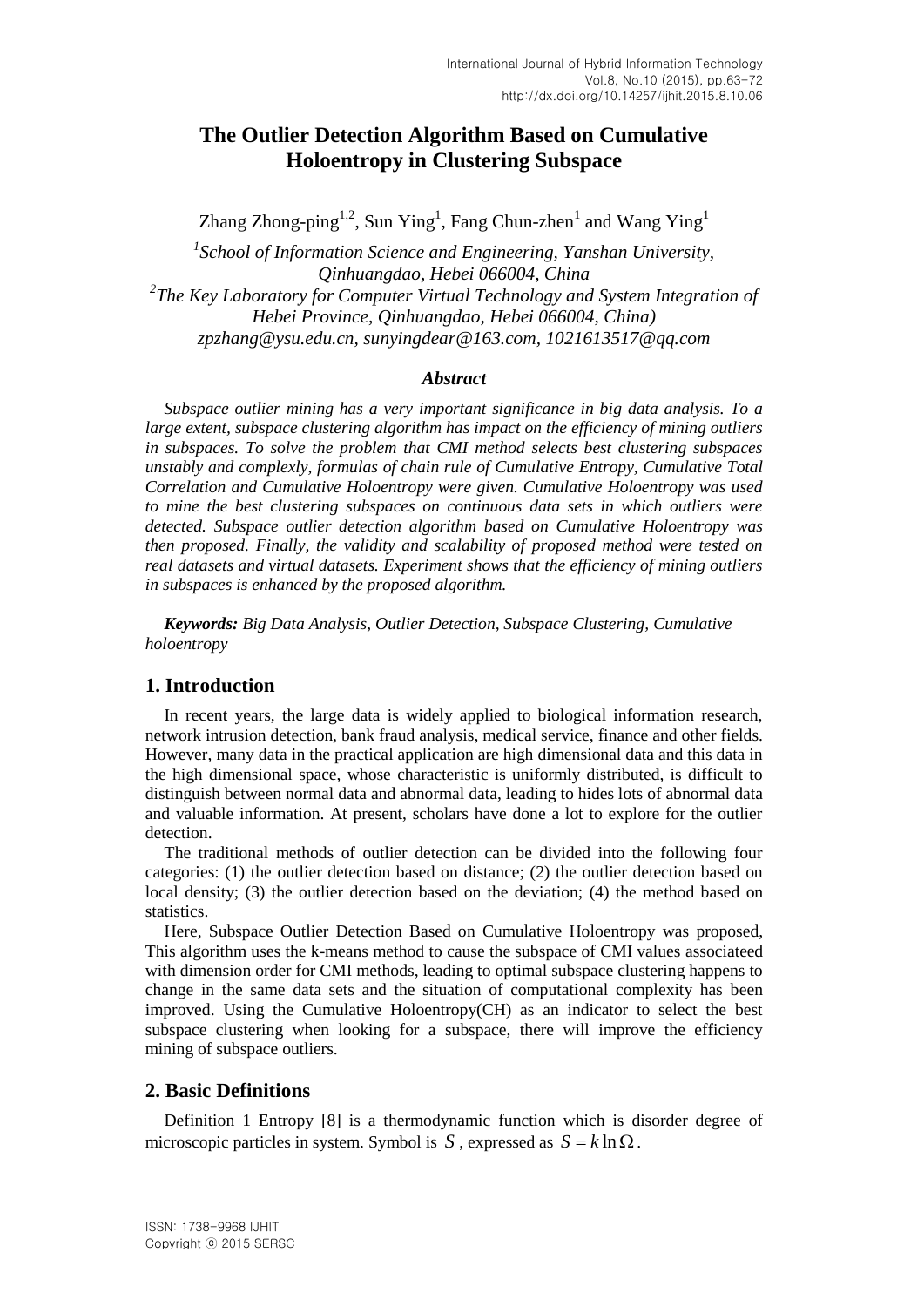# The Outlier Detection Algorithm Based on Cumulative Holoentropy in Clustering Subspace

Zhang Zhong-ping[1,2], Sun Ying[1], Fang Chun-zhen[1] and Wang Ying[1]

*[1]School of Information Science and Engineering, Yanshan University, Qinhuangdao, Hebei 066004, China*
*[2]The Key Laboratory for Computer Virtual Technology and System Integration of Hebei Province, Qinhuangdao, Hebei 066004, China)*
*zpzhang@ysu.edu.cn, sunyingdear@163.com, 1021613517@qq.com*

### *Abstract*

*Subspace outlier mining has a very important significance in big data analysis. To a large extent, subspace clustering algorithm has impact on the efficiency of mining outliers in subspaces. To solve the problem that CMI method selects best clustering subspaces unstably and complexly, formulas of chain rule of Cumulative Entropy, Cumulative Total Correlation and Cumulative Holoentropy were given. Cumulative Holoentropy was used to mine the best clustering subspaces on continuous data sets in which outliers were detected. Subspace outlier detection algorithm based on Cumulative Holoentropy was then proposed. Finally, the validity and scalability of proposed method were tested on real datasets and virtual datasets. Experiment shows that the efficiency of mining outliers in subspaces is enhanced by the proposed algorithm.*

***Keywords:** Big Data Analysis, Outlier Detection, Subspace Clustering, Cumulative holoentropy*

## 1. Introduction

In recent years, the large data is widely applied to biological information research, network intrusion detection, bank fraud analysis, medical service, finance and other fields. However, many data in the practical application are high dimensional data and this data in the high dimensional space, whose characteristic is uniformly distributed, is difficult to distinguish between normal data and abnormal data, leading to hides lots of abnormal data and valuable information. At present, scholars have done a lot to explore for the outlier detection.

The traditional methods of outlier detection can be divided into the following four categories: (1) the outlier detection based on distance; (2) the outlier detection based on local density; (3) the outlier detection based on the deviation; (4) the method based on statistics.

Here, Subspace Outlier Detection Based on Cumulative Holoentropy was proposed, This algorithm uses the k-means method to cause the subspace of CMI values associateed with dimension order for CMI methods, leading to optimal subspace clustering happens to change in the same data sets and the situation of computational complexity has been improved. Using the Cumulative Holoentropy(CH) as an indicator to select the best subspace clustering when looking for a subspace, there will improve the efficiency mining of subspace outliers.

## 2. Basic Definitions

Definition 1 Entropy [8] is a thermodynamic function which is disorder degree of microscopic particles in system. Symbol is $S$, expressed as $S = k \ln \Omega$.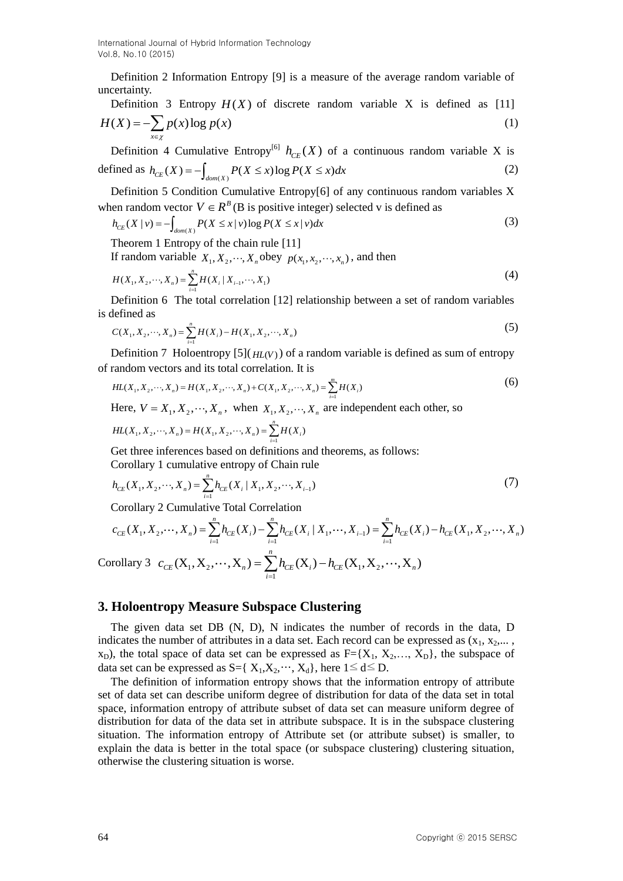Definition 2 Information Entropy [9] is a measure of the average random variable of uncertainty.

Definition 3 Entropy $H(X)$ of discrete random variable X is defined as [11]

$$H(X) = -\sum_{x \in \chi} p(x) \log p(x) \tag{1}$$

Definition 4 Cumulative Entropy[6] $h_{CE}(X)$ of a continuous random variable X is defined as $h_{CE}(X) = -\int_{dom(X)} P(X \le x) \log P(X \le x) dx$ (2)

Definition 5 Condition Cumulative Entropy[6] of any continuous random variables X when random vector $V \in R^B$ (B is positive integer) selected v is defined as

$$h_{CE}(X \mid v) = -\int_{dom(X)} P(X \le x \mid v) \log P(X \le x \mid v) dx \tag{3}$$

Theorem 1 Entropy of the chain rule [11]

If random variable $X_1, X_2, \cdots, X_n$ obey $p(x_1, x_2, \cdots, x_n)$, and then

$$H(X_1, X_2, \cdots, X_n) = \sum_{i=1}^{n} H(X_i \mid X_{i-1}, \cdots, X_1) \tag{4}$$

Definition 6 The total correlation [12] relationship between a set of random variables is defined as

$$C(X_1, X_2, \cdots, X_n) = \sum_{i=1}^{n} H(X_i) - H(X_1, X_2, \cdots, X_n) \tag{5}$$

Definition 7 Holoentropy [5]($HL(V)$) of a random variable is defined as sum of entropy of random vectors and its total correlation. It is

$$HL(X_1, X_2, \cdots, X_n) = H(X_1, X_2, \cdots, X_n) + C(X_1, X_2, \cdots, X_n) = \sum_{i=1}^{m} H(X_i) \tag{6}$$

Here, $V = X_1, X_2, \cdots, X_n$, when $X_1, X_2, \cdots, X_n$ are independent each other, so

$$HL(X_1, X_2, \cdots, X_n) = H(X_1, X_2, \cdots, X_n) = \sum_{i=1}^{n} H(X_i)$$

Get three inferences based on definitions and theorems, as follows:

Corollary 1 cumulative entropy of Chain rule

$$h_{CE}(X_1, X_2, \cdots, X_n) = \sum_{i=1}^{n} h_{CE}(X_i \mid X_1, X_2, \cdots, X_{i-1}) \tag{7}$$

Corollary 2 Cumulative Total Correlation

$$c_{CE}(X_1, X_2, \cdots, X_n) = \sum_{i=1}^{n} h_{CE}(X_i) - \sum_{i=1}^{n} h_{CE}(X_i \mid X_1, \cdots, X_{i-1}) = \sum_{i=1}^{n} h_{CE}(X_i) - h_{CE}(X_1, X_2, \cdots, X_n)$$

Corollary 3 $c_{CE}(\mathrm{X}_1, \mathrm{X}_2, \cdots, \mathrm{X}_n) = \sum_{i=1}^{n} h_{CE}(\mathrm{X}_i) - h_{CE}(\mathrm{X}_1, \mathrm{X}_2, \cdots, \mathrm{X}_n)$

## 3. Holoentropy Measure Subspace Clustering

The given data set DB (N, D), N indicates the number of records in the data, D indicates the number of attributes in a data set. Each record can be expressed as $(x_1, x_2, \ldots, x_D)$, the total space of data set can be expressed as $F=\{X_1, X_2, \ldots, X_D\}$, the subspace of data set can be expressed as $S=\{X_1, X_2, \cdots, X_d\}$, here $1 \le d \le D$.

The definition of information entropy shows that the information entropy of attribute set of data set can describe uniform degree of distribution for data of the data set in total space, information entropy of attribute subset of data set can measure uniform degree of distribution for data of the data set in attribute subspace. It is in the subspace clustering situation. The information entropy of Attribute set (or attribute subset) is smaller, to explain the data is better in the total space (or subspace clustering) clustering situation, otherwise the clustering situation is worse.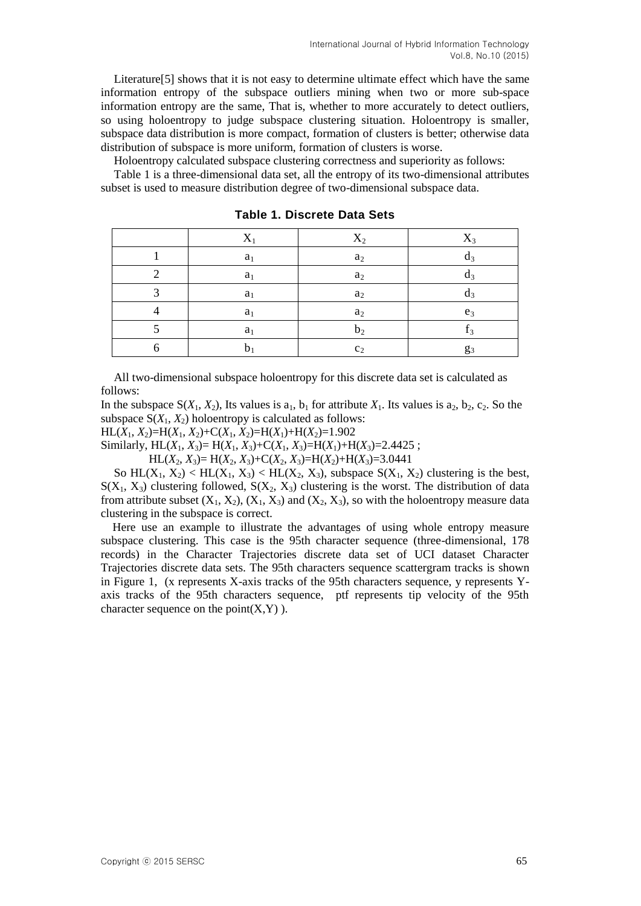Literature[5] shows that it is not easy to determine ultimate effect which have the same information entropy of the subspace outliers mining when two or more sub-space information entropy are the same, That is, whether to more accurately to detect outliers, so using holoentropy to judge subspace clustering situation. Holoentropy is smaller, subspace data distribution is more compact, formation of clusters is better; otherwise data distribution of subspace is more uniform, formation of clusters is worse.

Holoentropy calculated subspace clustering correctness and superiority as follows:

Table 1 is a three-dimensional data set, all the entropy of its two-dimensional attributes subset is used to measure distribution degree of two-dimensional subspace data.

**Table 1. Discrete Data Sets**

| | $X_1$ | $X_2$ | $X_3$ |
|---|---|---|---|
| 1 | $a_1$ | $a_2$ | $d_3$ |
| 2 | $a_1$ | $a_2$ | $d_3$ |
| 3 | $a_1$ | $a_2$ | $d_3$ |
| 4 | $a_1$ | $a_2$ | $e_3$ |
| 5 | $a_1$ | $b_2$ | $f_3$ |
| 6 | $b_1$ | $c_2$ | $g_3$ |

All two-dimensional subspace holoentropy for this discrete data set is calculated as follows:

In the subspace $S(X_1, X_2)$, Its values is $a_1$, $b_1$ for attribute $X_1$. Its values is $a_2$, $b_2$, $c_2$. So the subspace $S(X_1, X_2)$ holoentropy is calculated as follows:

$HL(X_1, X_2)=H(X_1, X_2)+C(X_1, X_2)=H(X_1)+H(X_2)=1.902$

Similarly, $HL(X_1, X_3)= H(X_1, X_3)+C(X_1, X_3)=H(X_1)+H(X_3)=2.4425$ ;

$HL(X_2, X_3)= H(X_2, X_3)+C(X_2, X_3)=H(X_2)+H(X_3)=3.0441$

So $HL(X_1, X_2) < HL(X_1, X_3) < HL(X_2, X_3)$, subspace $S(X_1, X_2)$ clustering is the best, $S(X_1, X_3)$ clustering followed, $S(X_2, X_3)$ clustering is the worst. The distribution of data from attribute subset $(X_1, X_2)$, $(X_1, X_3)$ and $(X_2, X_3)$, so with the holoentropy measure data clustering in the subspace is correct.

Here use an example to illustrate the advantages of using whole entropy measure subspace clustering. This case is the 95th character sequence (three-dimensional, 178 records) in the Character Trajectories discrete data set of UCI dataset Character Trajectories discrete data sets. The 95th characters sequence scattergram tracks is shown in Figure 1, (x represents X-axis tracks of the 95th characters sequence, y represents Y-axis tracks of the 95th characters sequence, ptf represents tip velocity of the 95th character sequence on the point(X,Y) ).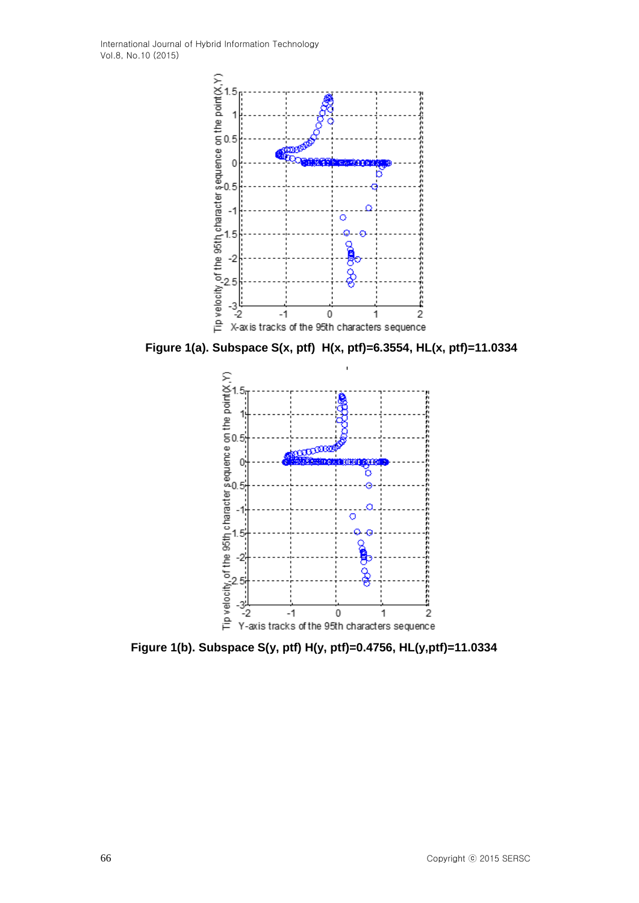**Figure 1(a). Subspace S(x, ptf) H(x, ptf)=6.3554, HL(x, ptf)=11.0334**

**Figure 1(b). Subspace S(y, ptf) H(y, ptf)=0.4756, HL(y,ptf)=11.0334**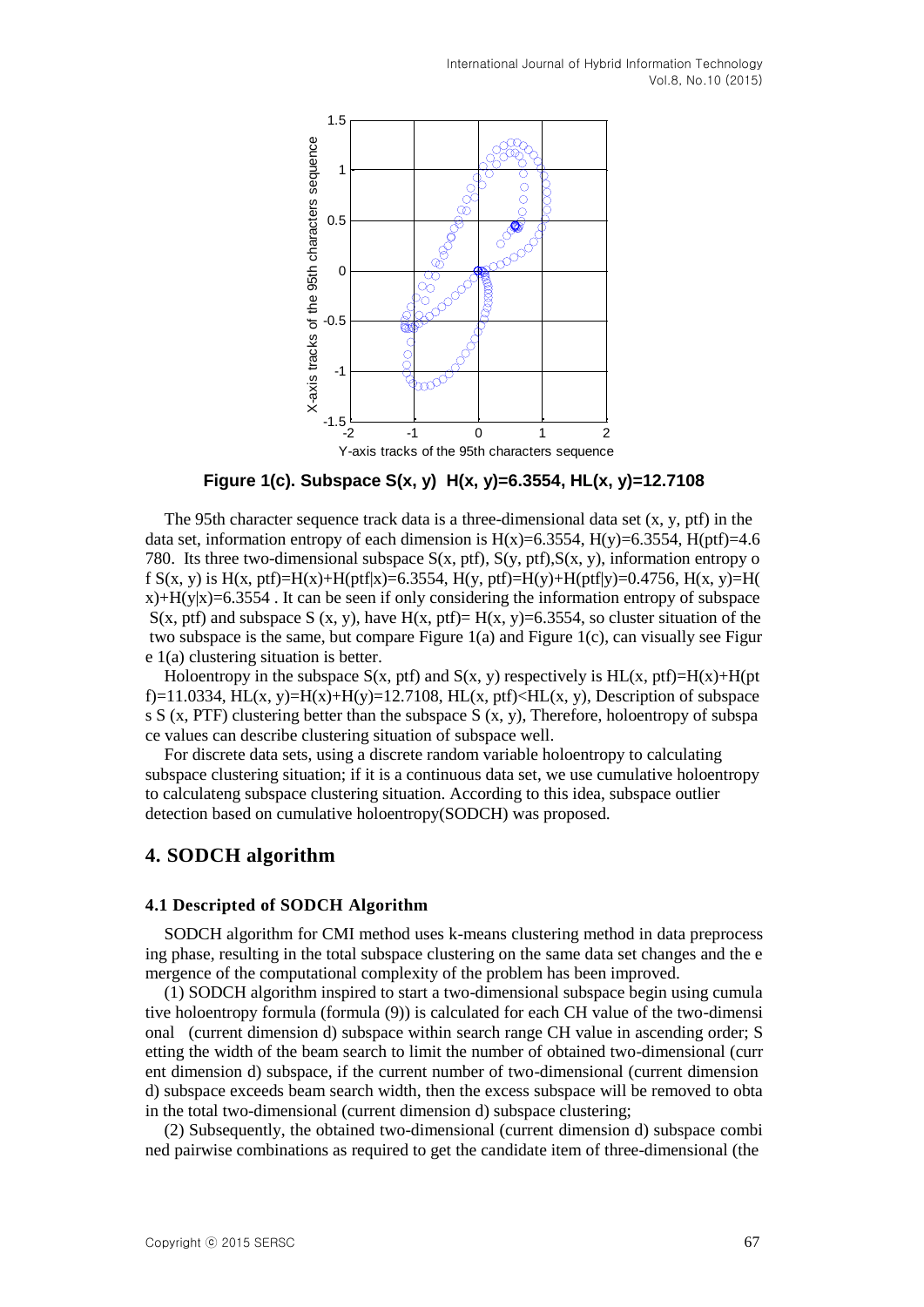Figure 1(c). Subspace $S(x, y)$ $H(x, y)=6.3554$, $HL(x, y)=12.7108$

The 95th character sequence track data is a three-dimensional data set (x, y, ptf) in the data set, information entropy of each dimension is $H(x)=6.3554$, $H(y)=6.3554$, $H(ptf)=4.6780$. Its three two-dimensional subspace $S(x, ptf)$, $S(y, ptf)$, $S(x, y)$, information entropy of $S(x, y)$ is $H(x, ptf)=H(x)+H(ptf|x)=6.3554$, $H(y, ptf)=H(y)+H(ptf|y)=0.4756$, $H(x, y)=H(x)+H(y|x)=6.3554$ . It can be seen if only considering the information entropy of subspace $S(x, ptf)$ and subspace $S(x, y)$, have $H(x, ptf)= H(x, y)=6.3554$, so cluster situation of the two subspace is the same, but compare Figure 1(a) and Figure 1(c), can visually see Figure 1(a) clustering situation is better.

Holoentropy in the subspace $S(x, ptf)$ and $S(x, y)$ respectively is $HL(x, ptf)=H(x)+H(ptf)=11.0334$, $HL(x, y)=H(x)+H(y)=12.7108$, $HL(x, ptf)<HL(x, y)$, Description of subspaces $S(x, PTF)$ clustering better than the subspace $S(x, y)$, Therefore, holoentropy of subspace values can describe clustering situation of subspace well.

For discrete data sets, using a discrete random variable holoentropy to calculating subspace clustering situation; if it is a continuous data set, we use cumulative holoentropy to calculateng subspace clustering situation. According to this idea, subspace outlier detection based on cumulative holoentropy(SODCH) was proposed.

## 4. SODCH algorithm

### 4.1 Descripted of SODCH Algorithm

SODCH algorithm for CMI method uses k-means clustering method in data preprocessing phase, resulting in the total subspace clustering on the same data set changes and the emergence of the computational complexity of the problem has been improved.

(1) SODCH algorithm inspired to start a two-dimensional subspace begin using cumulative holoentropy formula (formula (9)) is calculated for each CH value of the two-dimensional (current dimension d) subspace within search range CH value in ascending order; Setting the width of the beam search to limit the number of obtained two-dimensional (current dimension d) subspace, if the current number of two-dimensional (current dimension d) subspace exceeds beam search width, then the excess subspace will be removed to obtain the total two-dimensional (current dimension d) subspace clustering;

(2) Subsequently, the obtained two-dimensional (current dimension d) subspace combined pairwise combinations as required to get the candidate item of three-dimensional (the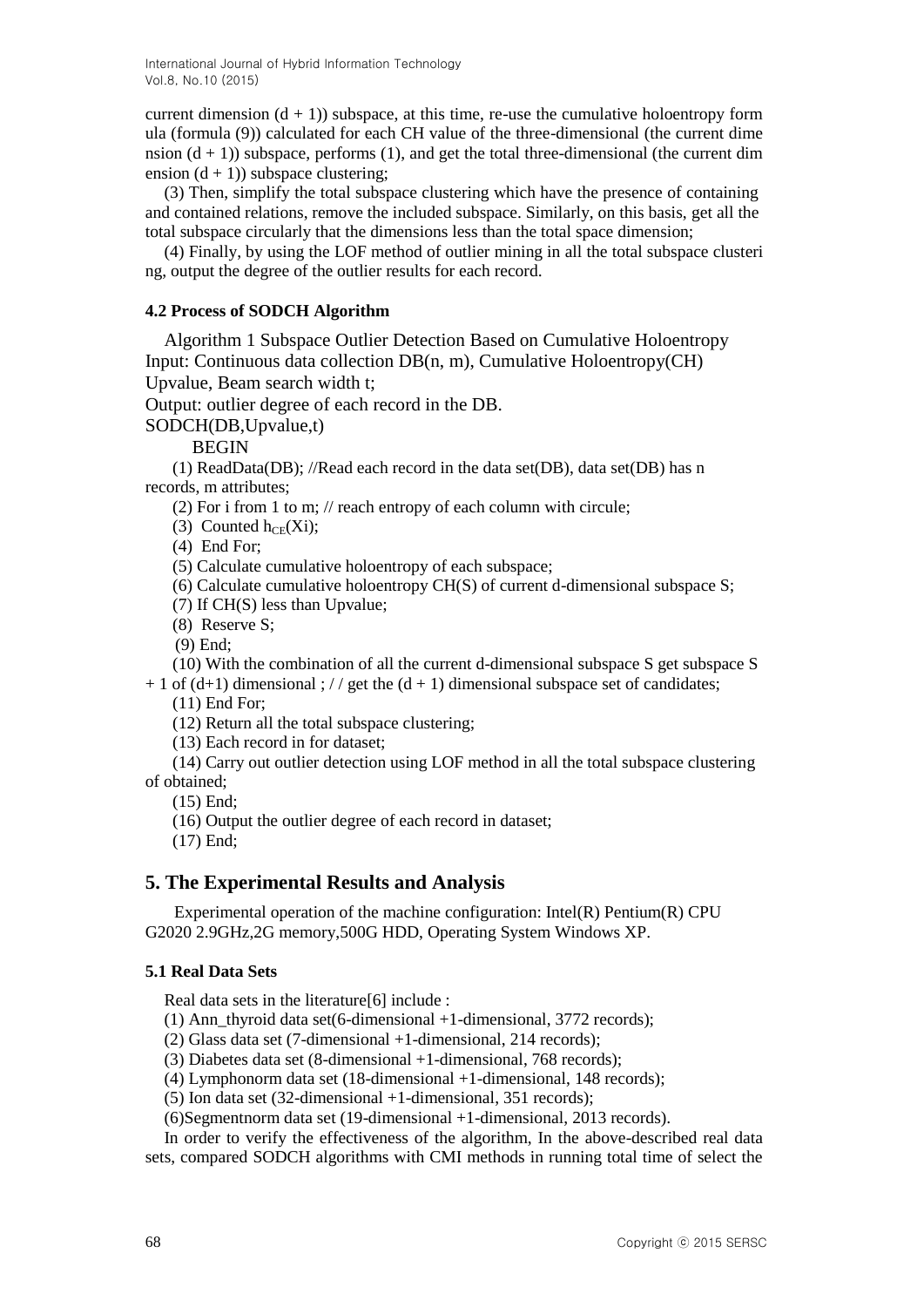current dimension $(d + 1)$) subspace, at this time, re-use the cumulative holoentropy formula (formula (9)) calculated for each CH value of the three-dimensional (the current dimension $(d + 1)$) subspace, performs (1), and get the total three-dimensional (the current dimension $(d + 1)$) subspace clustering;

(3) Then, simplify the total subspace clustering which have the presence of containing and contained relations, remove the included subspace. Similarly, on this basis, get all the total subspace circularly that the dimensions less than the total space dimension;

(4) Finally, by using the LOF method of outlier mining in all the total subspace clustering, output the degree of the outlier results for each record.

### 4.2 Process of SODCH Algorithm

Algorithm 1 Subspace Outlier Detection Based on Cumulative Holoentropy
Input: Continuous data collection DB(n, m), Cumulative Holoentropy(CH) Upvalue, Beam search width t;
Output: outlier degree of each record in the DB.
SODCH(DB,Upvalue,t)

BEGIN

(1) ReadData(DB); //Read each record in the data set(DB), data set(DB) has n records, m attributes;

(2) For i from 1 to m; // reach entropy of each column with circule;

(3) Counted $h_{CE}(Xi)$;

(4) End For;

(5) Calculate cumulative holoentropy of each subspace;

(6) Calculate cumulative holoentropy CH(S) of current d-dimensional subspace S;

(7) If CH(S) less than Upvalue;

(8) Reserve S;

(9) End;

(10) With the combination of all the current d-dimensional subspace S get subspace S + 1 of (d+1) dimensional ; / / get the (d + 1) dimensional subspace set of candidates;

(11) End For;

(12) Return all the total subspace clustering;

(13) Each record in for dataset;

(14) Carry out outlier detection using LOF method in all the total subspace clustering of obtained;

(15) End;

(16) Output the outlier degree of each record in dataset;

(17) End;

## 5. The Experimental Results and Analysis

Experimental operation of the machine configuration: Intel(R) Pentium(R) CPU G2020 2.9GHz,2G memory,500G HDD, Operating System Windows XP.

### 5.1 Real Data Sets

Real data sets in the literature[6] include :

(1) Ann_thyroid data set(6-dimensional +1-dimensional, 3772 records);

(2) Glass data set (7-dimensional +1-dimensional, 214 records);

(3) Diabetes data set (8-dimensional +1-dimensional, 768 records);

(4) Lymphonorm data set (18-dimensional +1-dimensional, 148 records);

(5) Ion data set (32-dimensional +1-dimensional, 351 records);

(6)Segmentnorm data set (19-dimensional +1-dimensional, 2013 records).

In order to verify the effectiveness of the algorithm, In the above-described real data sets, compared SODCH algorithms with CMI methods in running total time of select the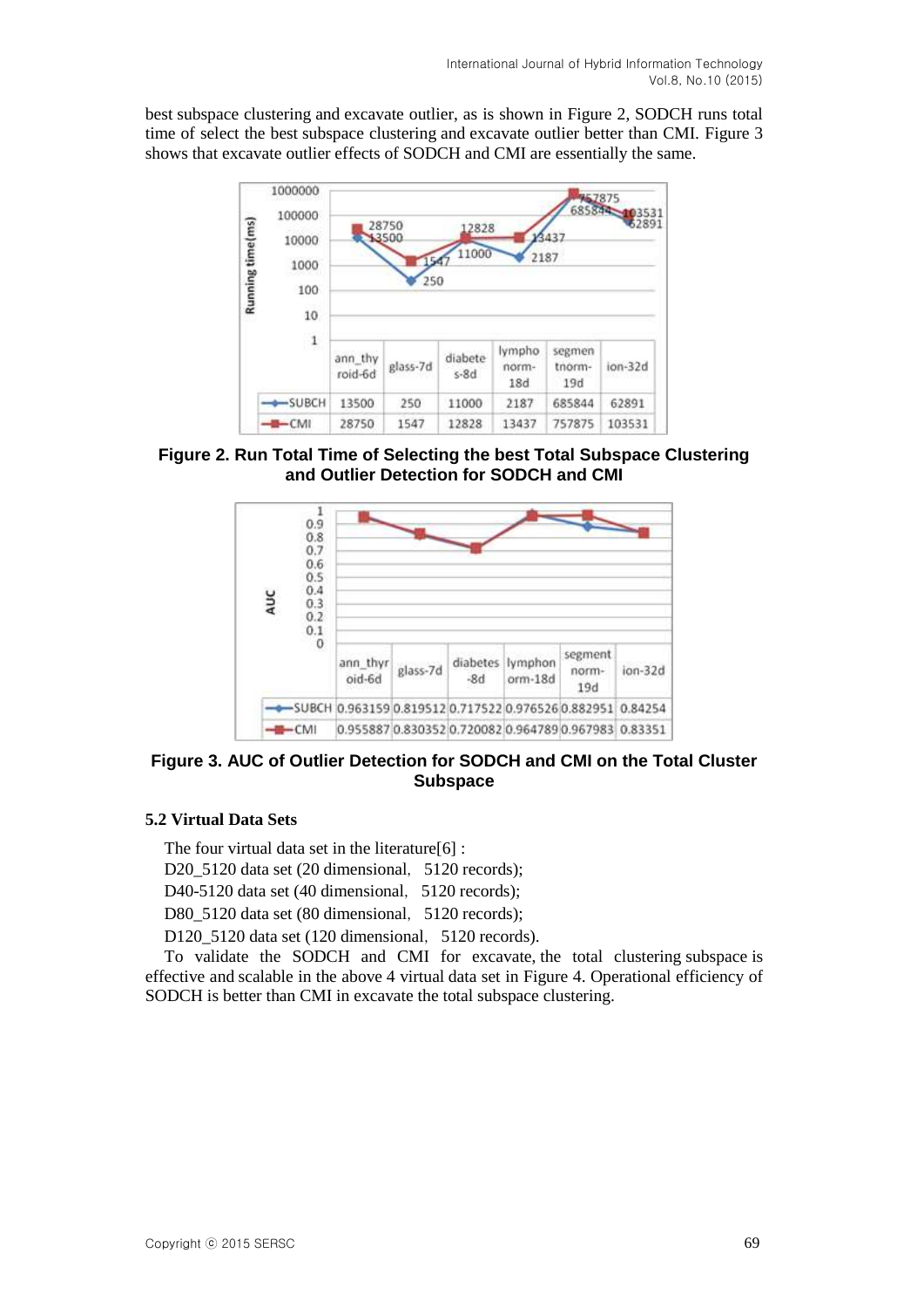best subspace clustering and excavate outlier, as is shown in Figure 2, SODCH runs total time of select the best subspace clustering and excavate outlier better than CMI. Figure 3 shows that excavate outlier effects of SODCH and CMI are essentially the same.

| | ann_thyroid-6d | glass-7d | diabetes-8d | lymphonorm-18d | segmentnorm-19d | ion-32d |
|---|---|---|---|---|---|---|
| SUBCH | 13500 | 250 | 11000 | 2187 | 685844 | 62891 |
| CMI | 28750 | 1547 | 12828 | 13437 | 757875 | 103531 |

**Figure 2. Run Total Time of Selecting the best Total Subspace Clustering and Outlier Detection for SODCH and CMI**

| | ann_thyroid-6d | glass-7d | diabetes-8d | lymphonorm-18d | segmentnorm-19d | ion-32d |
|---|---|---|---|---|---|---|
| SUBCH | 0.963159 | 0.819512 | 0.717522 | 0.976526 | 0.882951 | 0.84254 |
| CMI | 0.955887 | 0.830352 | 0.720082 | 0.964789 | 0.967983 | 0.83351 |

**Figure 3. AUC of Outlier Detection for SODCH and CMI on the Total Cluster Subspace**

### 5.2 Virtual Data Sets

The four virtual data set in the literature[6] :

D20_5120 data set (20 dimensional, 5120 records);

D40-5120 data set (40 dimensional, 5120 records);

D80_5120 data set (80 dimensional, 5120 records);

D120_5120 data set (120 dimensional, 5120 records).

To validate the SODCH and CMI for excavate, the total clustering subspace is effective and scalable in the above 4 virtual data set in Figure 4. Operational efficiency of SODCH is better than CMI in excavate the total subspace clustering.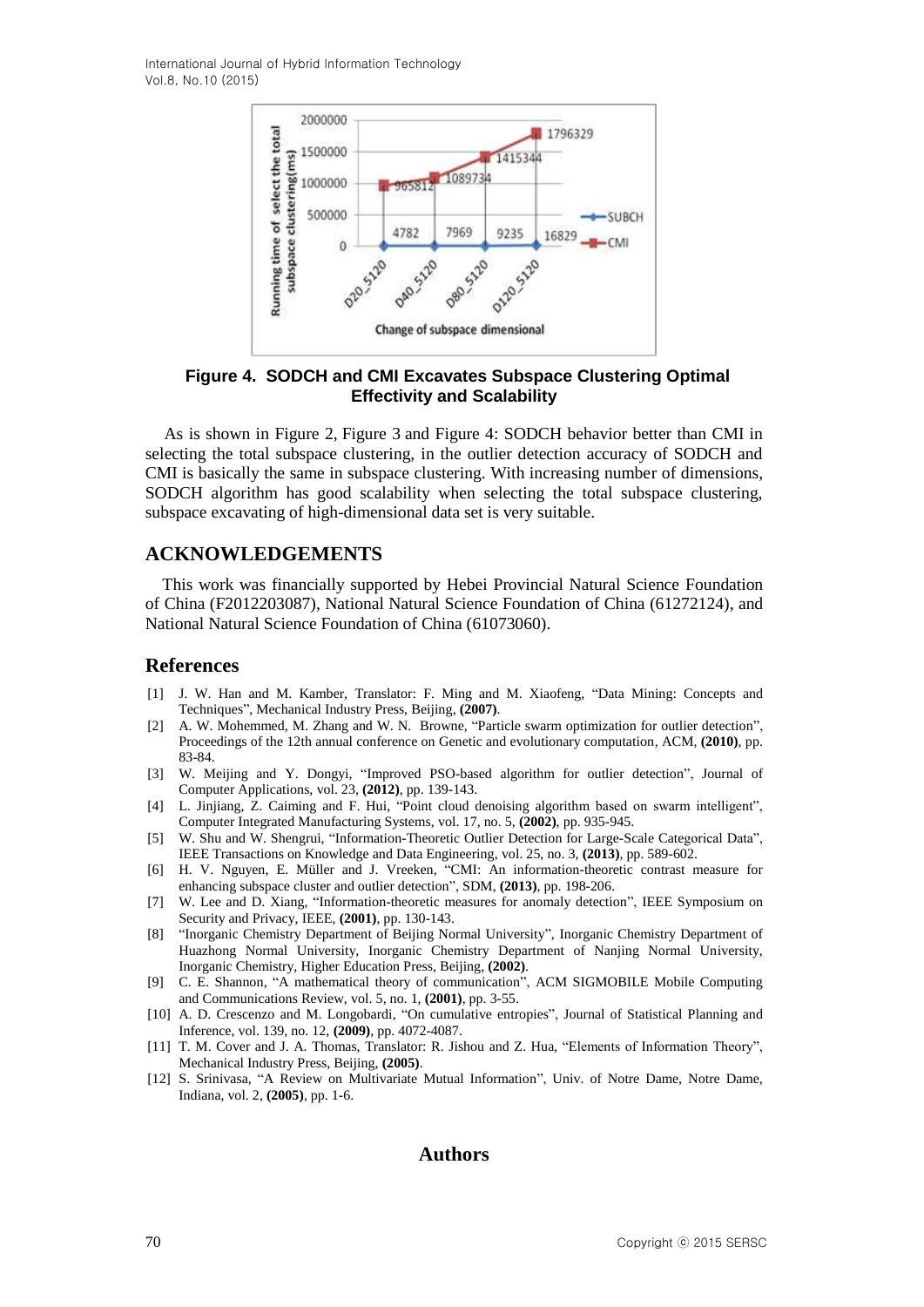Figure 4. SODCH and CMI Excavates Subspace Clustering Optimal Effectivity and Scalability

As is shown in Figure 2, Figure 3 and Figure 4: SODCH behavior better than CMI in selecting the total subspace clustering, in the outlier detection accuracy of SODCH and CMI is basically the same in subspace clustering. With increasing number of dimensions, SODCH algorithm has good scalability when selecting the total subspace clustering, subspace excavating of high-dimensional data set is very suitable.

## ACKNOWLEDGEMENTS

This work was financially supported by Hebei Provincial Natural Science Foundation of China (F2012203087), National Natural Science Foundation of China (61272124), and National Natural Science Foundation of China (61073060).

## References

[1] J. W. Han and M. Kamber, Translator: F. Ming and M. Xiaofeng, "Data Mining: Concepts and Techniques", Mechanical Industry Press, Beijing, **(2007)**.

[2] A. W. Mohemmed, M. Zhang and W. N. Browne, "Particle swarm optimization for outlier detection", Proceedings of the 12th annual conference on Genetic and evolutionary computation, ACM, **(2010)**, pp. 83-84.

[3] W. Meijing and Y. Dongyi, "Improved PSO-based algorithm for outlier detection", Journal of Computer Applications, vol. 23, **(2012)**, pp. 139-143.

[4] L. Jinjiang, Z. Caiming and F. Hui, "Point cloud denoising algorithm based on swarm intelligent", Computer Integrated Manufacturing Systems, vol. 17, no. 5, **(2002)**, pp. 935-945.

[5] W. Shu and W. Shengrui, "Information-Theoretic Outlier Detection for Large-Scale Categorical Data", IEEE Transactions on Knowledge and Data Engineering, vol. 25, no. 3, **(2013)**, pp. 589-602.

[6] H. V. Nguyen, E. Müller and J. Vreeken, "CMI: An information-theoretic contrast measure for enhancing subspace cluster and outlier detection", SDM, **(2013)**, pp. 198-206.

[7] W. Lee and D. Xiang, "Information-theoretic measures for anomaly detection", IEEE Symposium on Security and Privacy, IEEE, **(2001)**, pp. 130-143.

[8] "Inorganic Chemistry Department of Beijing Normal University", Inorganic Chemistry Department of Huazhong Normal University, Inorganic Chemistry Department of Nanjing Normal University, Inorganic Chemistry, Higher Education Press, Beijing, **(2002)**.

[9] C. E. Shannon, "A mathematical theory of communication", ACM SIGMOBILE Mobile Computing and Communications Review, vol. 5, no. 1, **(2001)**, pp. 3-55.

[10] A. D. Crescenzo and M. Longobardi, "On cumulative entropies", Journal of Statistical Planning and Inference, vol. 139, no. 12, **(2009)**, pp. 4072-4087.

[11] T. M. Cover and J. A. Thomas, Translator: R. Jishou and Z. Hua, "Elements of Information Theory", Mechanical Industry Press, Beijing, **(2005)**.

[12] S. Srinivasa, "A Review on Multivariate Mutual Information", Univ. of Notre Dame, Notre Dame, Indiana, vol. 2, **(2005)**, pp. 1-6.

## Authors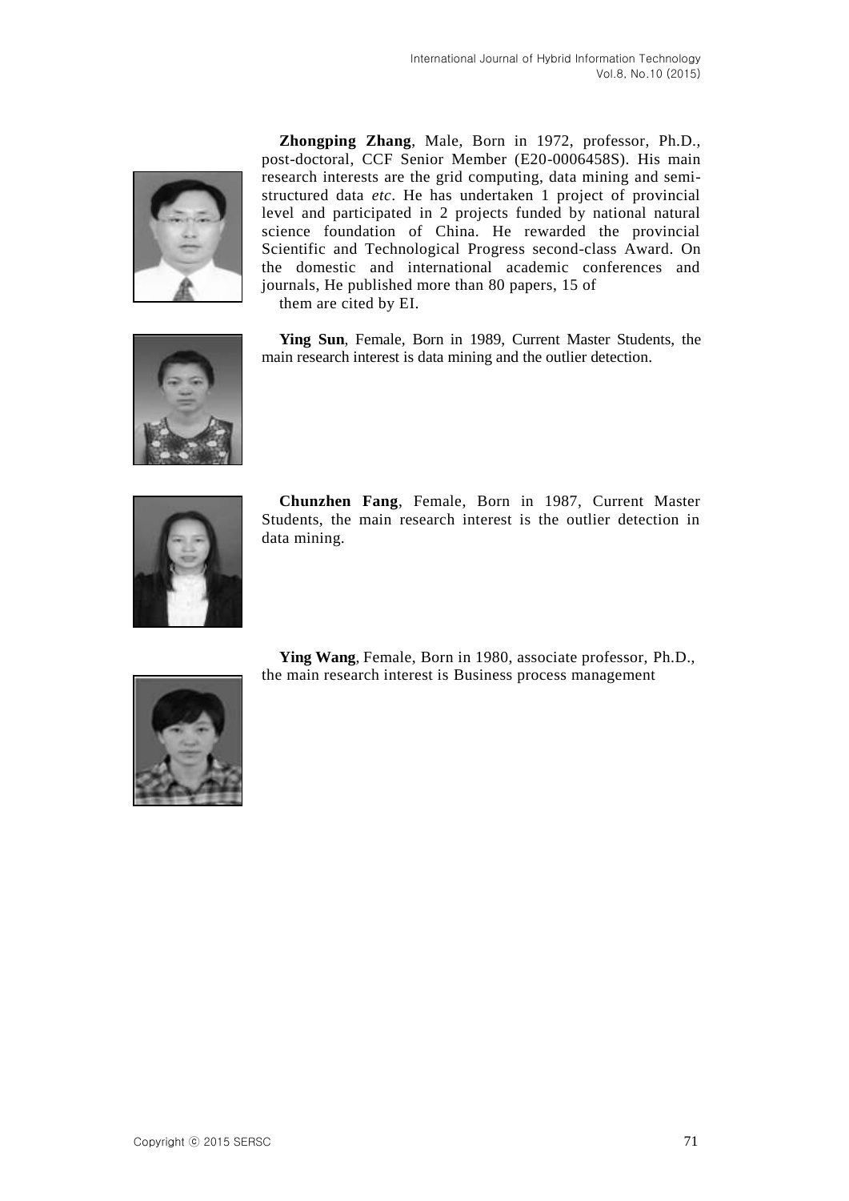**Zhongping Zhang**, Male, Born in 1972, professor, Ph.D., post-doctoral, CCF Senior Member (E20-0006458S). His main research interests are the grid computing, data mining and semi-structured data *etc*. He has undertaken 1 project of provincial level and participated in 2 projects funded by national natural science foundation of China. He rewarded the provincial Scientific and Technological Progress second-class Award. On the domestic and international academic conferences and journals, He published more than 80 papers, 15 of them are cited by EI.

**Ying Sun**, Female, Born in 1989, Current Master Students, the main research interest is data mining and the outlier detection.

**Chunzhen Fang**, Female, Born in 1987, Current Master Students, the main research interest is the outlier detection in data mining.

**Ying Wang**, Female, Born in 1980, associate professor, Ph.D., the main research interest is Business process management